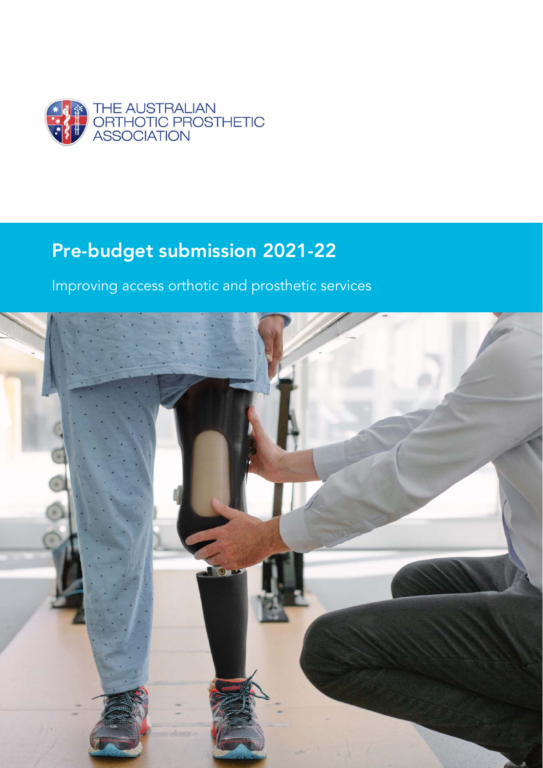THE AUSTRALIAN ORTHOTIC PROSTHETIC ASSOCIATION

# Pre-budget submission 2021-22

Improving access orthotic and prosthetic services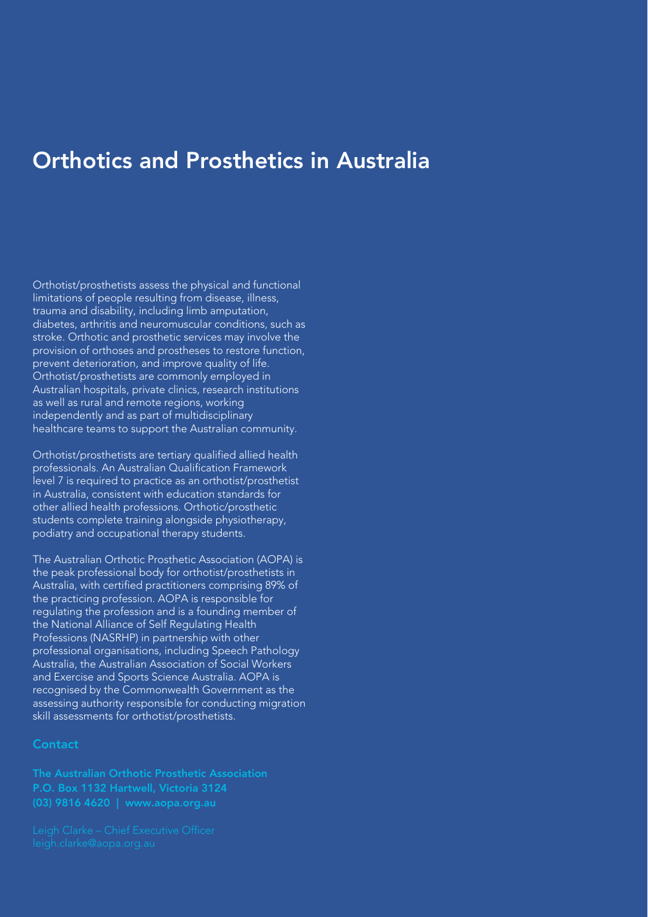# Orthotics and Prosthetics in Australia

Orthotist/prosthetists assess the physical and functional limitations of people resulting from disease, illness, trauma and disability, including limb amputation, diabetes, arthritis and neuromuscular conditions, such as stroke. Orthotic and prosthetic services may involve the provision of orthoses and prostheses to restore function, prevent deterioration, and improve quality of life. Orthotist/prosthetists are commonly employed in Australian hospitals, private clinics, research institutions as well as rural and remote regions, working independently and as part of multidisciplinary healthcare teams to support the Australian community.

Orthotist/prosthetists are tertiary qualified allied health professionals. An Australian Qualification Framework level 7 is required to practice as an orthotist/prosthetist in Australia, consistent with education standards for other allied health professions. Orthotic/prosthetic students complete training alongside physiotherapy, podiatry and occupational therapy students.

The Australian Orthotic Prosthetic Association (AOPA) is the peak professional body for orthotist/prosthetists in Australia, with certified practitioners comprising 89% of the practicing profession. AOPA is responsible for regulating the profession and is a founding member of the National Alliance of Self Regulating Health Professions (NASRHP) in partnership with other professional organisations, including Speech Pathology Australia, the Australian Association of Social Workers and Exercise and Sports Science Australia. AOPA is recognised by the Commonwealth Government as the assessing authority responsible for conducting migration skill assessments for orthotist/prosthetists.

## Contact

**The Australian Orthotic Prosthetic Association**
**P.O. Box 1132 Hartwell, Victoria 3124**
**(03) 9816 4620 | www.aopa.org.au**

Leigh Clarke – Chief Executive Officer
leigh.clarke@aopa.org.au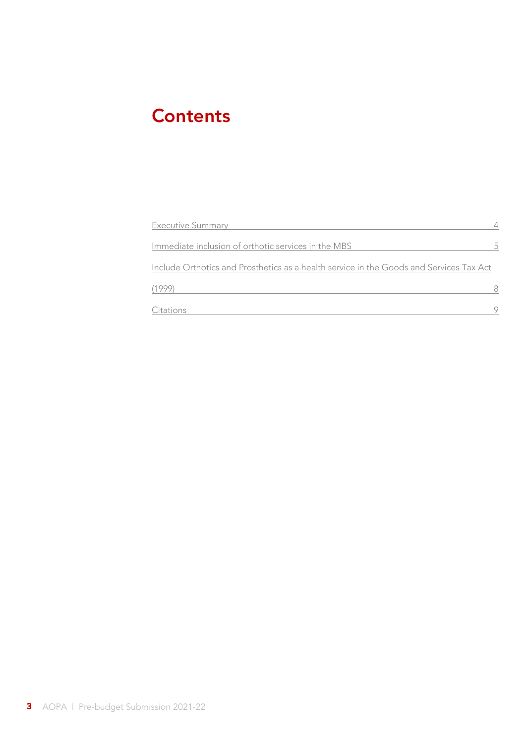# Contents

| | |
|---|---|
| Executive Summary | 4 |
| Immediate inclusion of orthotic services in the MBS | 5 |
| Include Orthotics and Prosthetics as a health service in the Goods and Services Tax Act (1999) | 8 |
| Citations | 9 |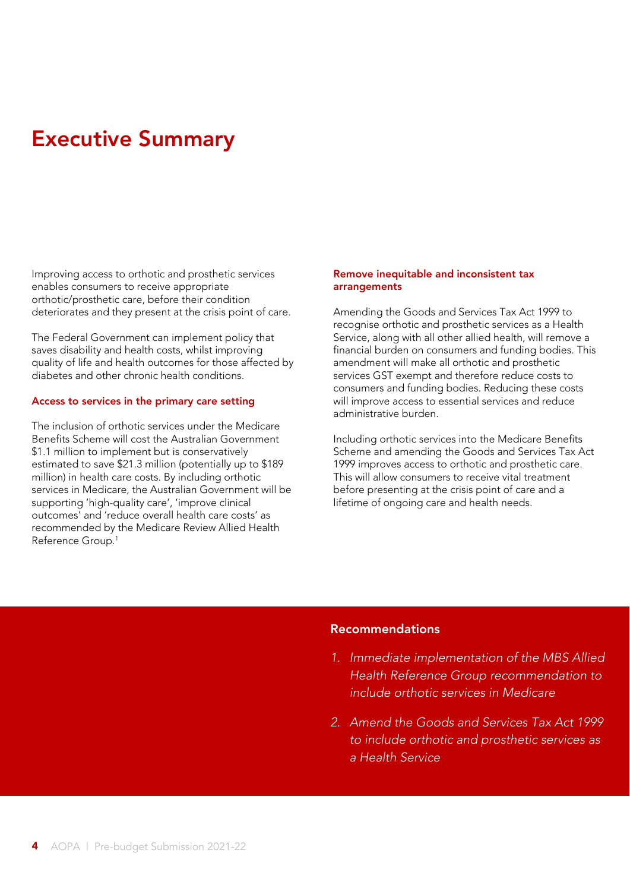# Executive Summary

Improving access to orthotic and prosthetic services enables consumers to receive appropriate orthotic/prosthetic care, before their condition deteriorates and they present at the crisis point of care.

The Federal Government can implement policy that saves disability and health costs, whilst improving quality of life and health outcomes for those affected by diabetes and other chronic health conditions.

## Access to services in the primary care setting

The inclusion of orthotic services under the Medicare Benefits Scheme will cost the Australian Government $1.1 million to implement but is conservatively estimated to save $21.3 million (potentially up to $189 million) in health care costs. By including orthotic services in Medicare, the Australian Government will be supporting 'high-quality care', 'improve clinical outcomes' and 'reduce overall health care costs' as recommended by the Medicare Review Allied Health Reference Group.[1]

## Remove inequitable and inconsistent tax arrangements

Amending the Goods and Services Tax Act 1999 to recognise orthotic and prosthetic services as a Health Service, along with all other allied health, will remove a financial burden on consumers and funding bodies. This amendment will make all orthotic and prosthetic services GST exempt and therefore reduce costs to consumers and funding bodies. Reducing these costs will improve access to essential services and reduce administrative burden.

Including orthotic services into the Medicare Benefits Scheme and amending the Goods and Services Tax Act 1999 improves access to orthotic and prosthetic care. This will allow consumers to receive vital treatment before presenting at the crisis point of care and a lifetime of ongoing care and health needs.

## Recommendations

1. *Immediate implementation of the MBS Allied Health Reference Group recommendation to include orthotic services in Medicare*
2. *Amend the Goods and Services Tax Act 1999 to include orthotic and prosthetic services as a Health Service*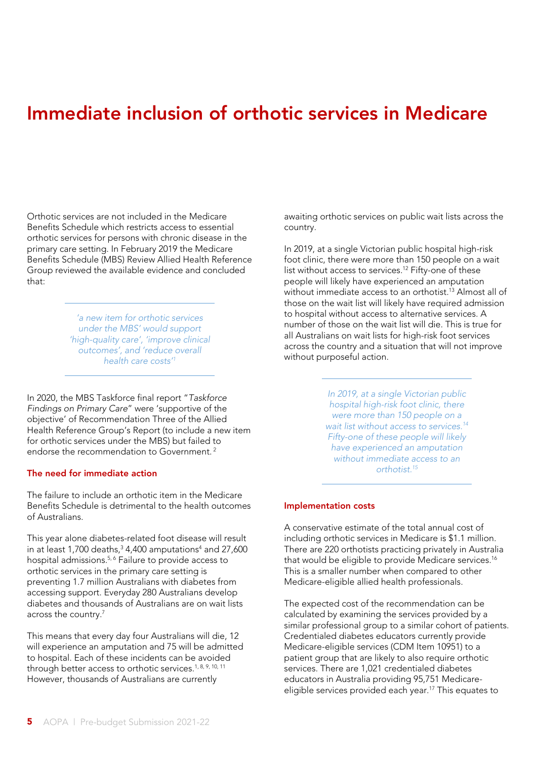# Immediate inclusion of orthotic services in Medicare

Orthotic services are not included in the Medicare Benefits Schedule which restricts access to essential orthotic services for persons with chronic disease in the primary care setting. In February 2019 the Medicare Benefits Schedule (MBS) Review Allied Health Reference Group reviewed the available evidence and concluded that:

> *'a new item for orthotic services under the MBS' would support 'high-quality care', 'improve clinical outcomes', and 'reduce overall health care costs'*[1]

In 2020, the MBS Taskforce final report "*Taskforce Findings on Primary Care*" were 'supportive of the objective' of Recommendation Three of the Allied Health Reference Group's Report (to include a new item for orthotic services under the MBS) but failed to endorse the recommendation to Government.[2]

### The need for immediate action

The failure to include an orthotic item in the Medicare Benefits Schedule is detrimental to the health outcomes of Australians.

This year alone diabetes-related foot disease will result in at least 1,700 deaths,[3] 4,400 amputations[4] and 27,600 hospital admissions.[5, 6] Failure to provide access to orthotic services in the primary care setting is preventing 1.7 million Australians with diabetes from accessing support. Everyday 280 Australians develop diabetes and thousands of Australians are on wait lists across the country.[7]

This means that every day four Australians will die, 12 will experience an amputation and 75 will be admitted to hospital. Each of these incidents can be avoided through better access to orthotic services.[1, 8, 9, 10, 11] However, thousands of Australians are currently awaiting orthotic services on public wait lists across the country.

In 2019, at a single Victorian public hospital high-risk foot clinic, there were more than 150 people on a wait list without access to services.[12] Fifty-one of these people will likely have experienced an amputation without immediate access to an orthotist.[13] Almost all of those on the wait list will likely have required admission to hospital without access to alternative services. A number of those on the wait list will die. This is true for all Australians on wait lists for high-risk foot services across the country and a situation that will not improve without purposeful action.

> *In 2019, at a single Victorian public hospital high-risk foot clinic, there were more than 150 people on a wait list without access to services.*[14] *Fifty-one of these people will likely have experienced an amputation without immediate access to an orthotist.*[15]

### Implementation costs

A conservative estimate of the total annual cost of including orthotic services in Medicare is $1.1 million. There are 220 orthotists practicing privately in Australia that would be eligible to provide Medicare services.[16] This is a smaller number when compared to other Medicare-eligible allied health professionals.

The expected cost of the recommendation can be calculated by examining the services provided by a similar professional group to a similar cohort of patients. Credentialed diabetes educators currently provide Medicare-eligible services (CDM Item 10951) to a patient group that are likely to also require orthotic services. There are 1,021 credentialed diabetes educators in Australia providing 95,751 Medicare-eligible services provided each year.[17] This equates to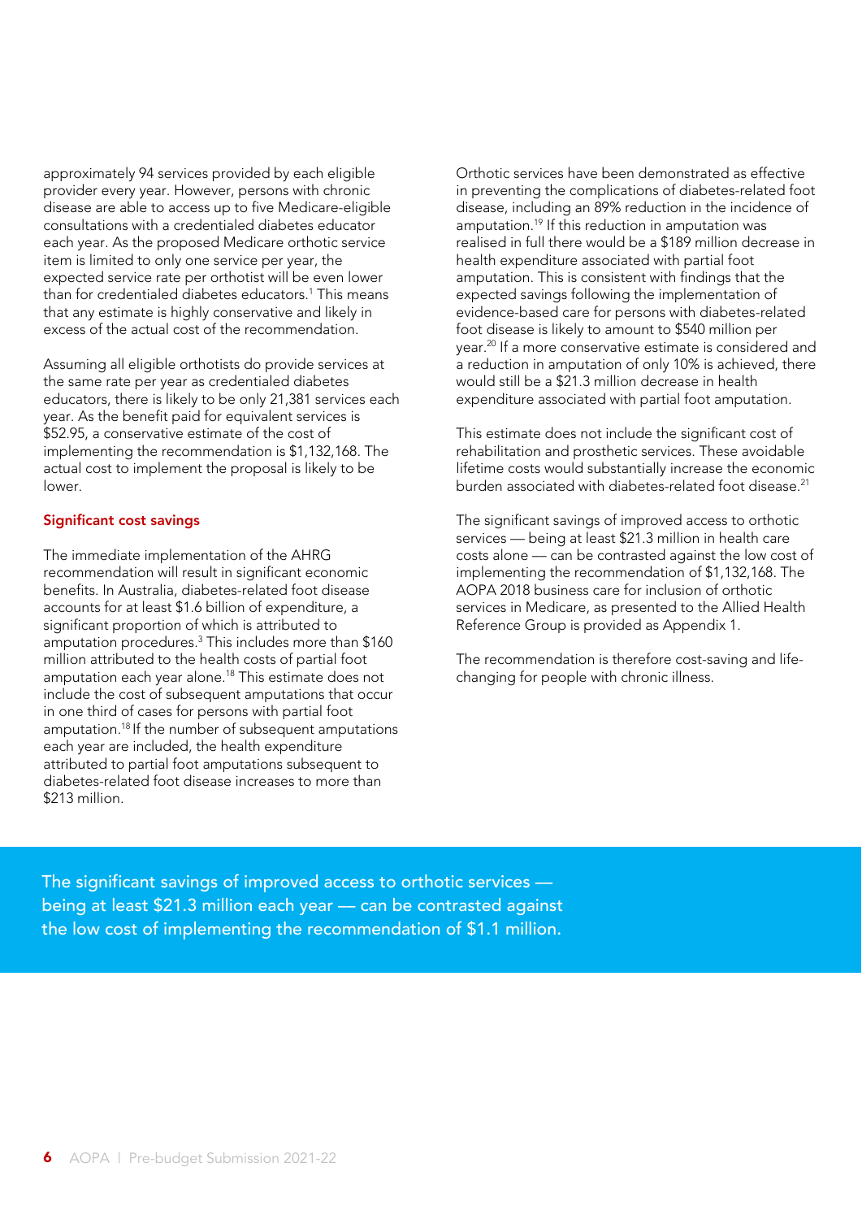approximately 94 services provided by each eligible provider every year. However, persons with chronic disease are able to access up to five Medicare-eligible consultations with a credentialed diabetes educator each year. As the proposed Medicare orthotic service item is limited to only one service per year, the expected service rate per orthotist will be even lower than for credentialed diabetes educators.[1] This means that any estimate is highly conservative and likely in excess of the actual cost of the recommendation.

Assuming all eligible orthotists do provide services at the same rate per year as credentialed diabetes educators, there is likely to be only 21,381 services each year. As the benefit paid for equivalent services is $52.95, a conservative estimate of the cost of implementing the recommendation is $1,132,168. The actual cost to implement the proposal is likely to be lower.

## Significant cost savings

The immediate implementation of the AHRG recommendation will result in significant economic benefits. In Australia, diabetes-related foot disease accounts for at least $1.6 billion of expenditure, a significant proportion of which is attributed to amputation procedures.[3] This includes more than $160 million attributed to the health costs of partial foot amputation each year alone.[18] This estimate does not include the cost of subsequent amputations that occur in one third of cases for persons with partial foot amputation.[18] If the number of subsequent amputations each year are included, the health expenditure attributed to partial foot amputations subsequent to diabetes-related foot disease increases to more than $213 million.

Orthotic services have been demonstrated as effective in preventing the complications of diabetes-related foot disease, including an 89% reduction in the incidence of amputation.[19] If this reduction in amputation was realised in full there would be a $189 million decrease in health expenditure associated with partial foot amputation. This is consistent with findings that the expected savings following the implementation of evidence-based care for persons with diabetes-related foot disease is likely to amount to $540 million per year.[20] If a more conservative estimate is considered and a reduction in amputation of only 10% is achieved, there would still be a $21.3 million decrease in health expenditure associated with partial foot amputation.

This estimate does not include the significant cost of rehabilitation and prosthetic services. These avoidable lifetime costs would substantially increase the economic burden associated with diabetes-related foot disease.[21]

The significant savings of improved access to orthotic services — being at least $21.3 million in health care costs alone — can be contrasted against the low cost of implementing the recommendation of $1,132,168. The AOPA 2018 business care for inclusion of orthotic services in Medicare, as presented to the Allied Health Reference Group is provided as Appendix 1.

The recommendation is therefore cost-saving and life-changing for people with chronic illness.

The significant savings of improved access to orthotic services — being at least $21.3 million each year — can be contrasted against the low cost of implementing the recommendation of $1.1 million.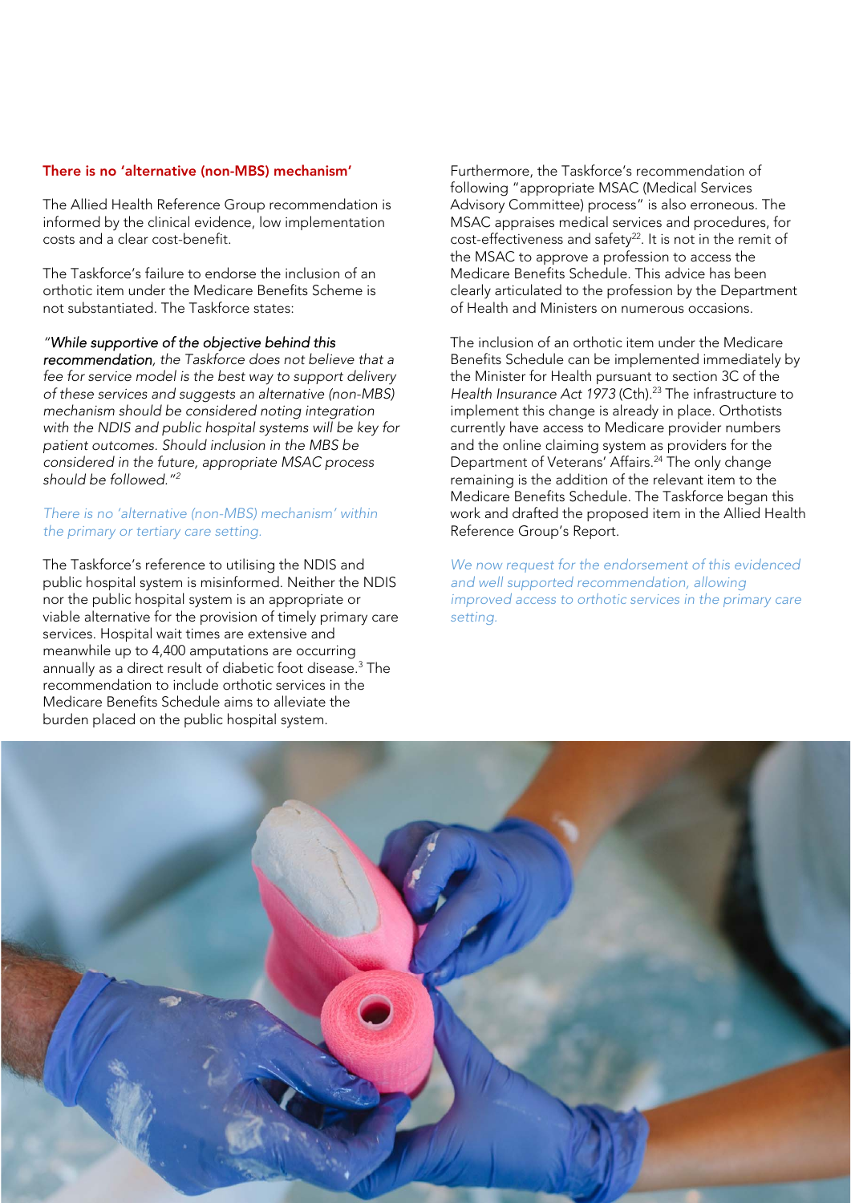## There is no 'alternative (non-MBS) mechanism'

The Allied Health Reference Group recommendation is informed by the clinical evidence, low implementation costs and a clear cost-benefit.

The Taskforce's failure to endorse the inclusion of an orthotic item under the Medicare Benefits Scheme is not substantiated. The Taskforce states:

*"**While supportive of the objective behind this recommendation**, the Taskforce does not believe that a fee for service model is the best way to support delivery of these services and suggests an alternative (non-MBS) mechanism should be considered noting integration with the NDIS and public hospital systems will be key for patient outcomes. Should inclusion in the MBS be considered in the future, appropriate MSAC process should be followed."*[2]

*There is no 'alternative (non-MBS) mechanism' within the primary or tertiary care setting.*

The Taskforce's reference to utilising the NDIS and public hospital system is misinformed. Neither the NDIS nor the public hospital system is an appropriate or viable alternative for the provision of timely primary care services. Hospital wait times are extensive and meanwhile up to 4,400 amputations are occurring annually as a direct result of diabetic foot disease.[3] The recommendation to include orthotic services in the Medicare Benefits Schedule aims to alleviate the burden placed on the public hospital system.

Furthermore, the Taskforce's recommendation of following "appropriate MSAC (Medical Services Advisory Committee) process" is also erroneous. The MSAC appraises medical services and procedures, for cost-effectiveness and safety[22]. It is not in the remit of the MSAC to approve a profession to access the Medicare Benefits Schedule. This advice has been clearly articulated to the profession by the Department of Health and Ministers on numerous occasions.

The inclusion of an orthotic item under the Medicare Benefits Schedule can be implemented immediately by the Minister for Health pursuant to section 3C of the *Health Insurance Act 1973* (Cth).[23] The infrastructure to implement this change is already in place. Orthotists currently have access to Medicare provider numbers and the online claiming system as providers for the Department of Veterans' Affairs.[24] The only change remaining is the addition of the relevant item to the Medicare Benefits Schedule. The Taskforce began this work and drafted the proposed item in the Allied Health Reference Group's Report.

*We now request for the endorsement of this evidenced and well supported recommendation, allowing improved access to orthotic services in the primary care setting.*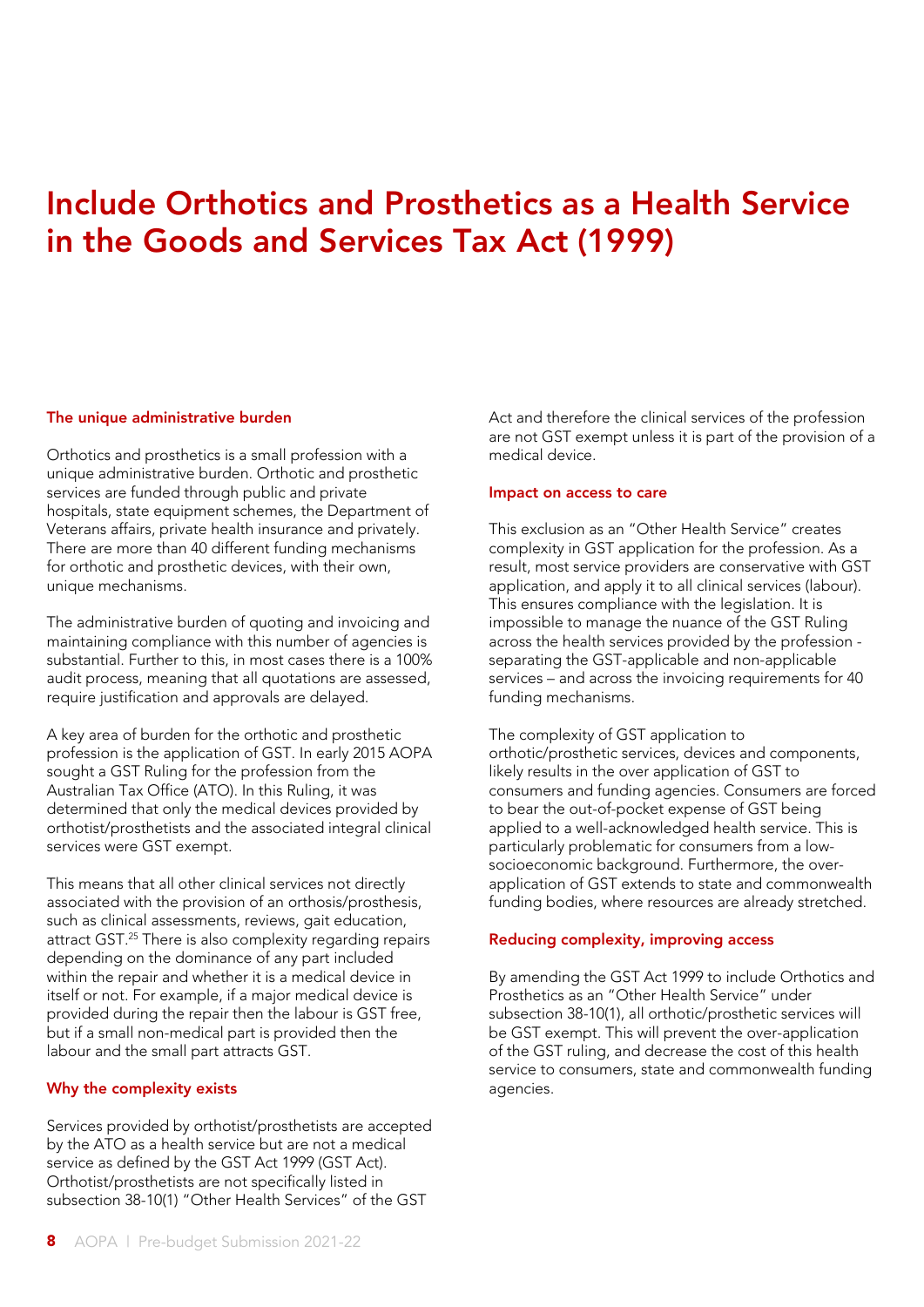# Include Orthotics and Prosthetics as a Health Service in the Goods and Services Tax Act (1999)

### The unique administrative burden

Orthotics and prosthetics is a small profession with a unique administrative burden. Orthotic and prosthetic services are funded through public and private hospitals, state equipment schemes, the Department of Veterans affairs, private health insurance and privately. There are more than 40 different funding mechanisms for orthotic and prosthetic devices, with their own, unique mechanisms.

The administrative burden of quoting and invoicing and maintaining compliance with this number of agencies is substantial. Further to this, in most cases there is a 100% audit process, meaning that all quotations are assessed, require justification and approvals are delayed.

A key area of burden for the orthotic and prosthetic profession is the application of GST. In early 2015 AOPA sought a GST Ruling for the profession from the Australian Tax Office (ATO). In this Ruling, it was determined that only the medical devices provided by orthotist/prosthetists and the associated integral clinical services were GST exempt.

This means that all other clinical services not directly associated with the provision of an orthosis/prosthesis, such as clinical assessments, reviews, gait education, attract GST.[25] There is also complexity regarding repairs depending on the dominance of any part included within the repair and whether it is a medical device in itself or not. For example, if a major medical device is provided during the repair then the labour is GST free, but if a small non-medical part is provided then the labour and the small part attracts GST.

### Why the complexity exists

Services provided by orthotist/prosthetists are accepted by the ATO as a health service but are not a medical service as defined by the GST Act 1999 (GST Act). Orthotist/prosthetists are not specifically listed in subsection 38-10(1) "Other Health Services" of the GST Act and therefore the clinical services of the profession are not GST exempt unless it is part of the provision of a medical device.

### Impact on access to care

This exclusion as an "Other Health Service" creates complexity in GST application for the profession. As a result, most service providers are conservative with GST application, and apply it to all clinical services (labour). This ensures compliance with the legislation. It is impossible to manage the nuance of the GST Ruling across the health services provided by the profession - separating the GST-applicable and non-applicable services – and across the invoicing requirements for 40 funding mechanisms.

The complexity of GST application to orthotic/prosthetic services, devices and components, likely results in the over application of GST to consumers and funding agencies. Consumers are forced to bear the out-of-pocket expense of GST being applied to a well-acknowledged health service. This is particularly problematic for consumers from a low-socioeconomic background. Furthermore, the over-application of GST extends to state and commonwealth funding bodies, where resources are already stretched.

### Reducing complexity, improving access

By amending the GST Act 1999 to include Orthotics and Prosthetics as an "Other Health Service" under subsection 38-10(1), all orthotic/prosthetic services will be GST exempt. This will prevent the over-application of the GST ruling, and decrease the cost of this health service to consumers, state and commonwealth funding agencies.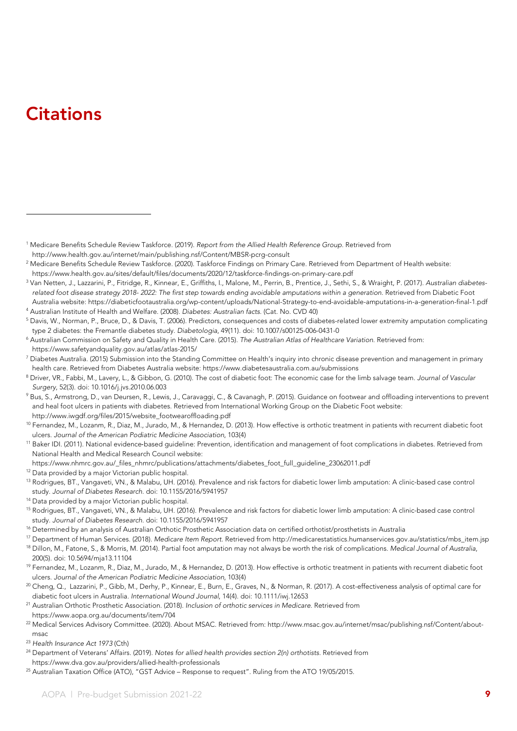# Citations

[1] Medicare Benefits Schedule Review Taskforce. (2019). *Report from the Allied Health Reference Group*. Retrieved from http://www.health.gov.au/internet/main/publishing.nsf/Content/MBSR-pcrg-consult

[2] Medicare Benefits Schedule Review Taskforce. (2020). Taskforce Findings on Primary Care. Retrieved from Department of Health website: https://www.health.gov.au/sites/default/files/documents/2020/12/taskforce-findings-on-primary-care.pdf

[3] Van Netten, J., Lazzarini, P., Fitridge, R., Kinnear, E., Griffiths, I., Malone, M., Perrin, B., Prentice, J., Sethi, S., & Wraight, P. (2017). *Australian diabetes-related foot disease strategy 2018- 2022: The first step towards ending avoidable amputations within a generation*. Retrieved from Diabetic Foot Australia website: https://diabeticfootaustralia.org/wp-content/uploads/National-Strategy-to-end-avoidable-amputations-in-a-generation-final-1.pdf

[4] Australian Institute of Health and Welfare. (2008). *Diabetes: Australian facts*. (Cat. No. CVD 40)

[5] Davis, W., Norman, P., Bruce, D., & Davis, T. (2006). Predictors, consequences and costs of diabetes-related lower extremity amputation complicating type 2 diabetes: the Fremantle diabetes study. *Diabetologia*, 49(11). doi: 10.1007/s00125-006-0431-0

[6] Australian Commission on Safety and Quality in Health Care. (2015). *The Australian Atlas of Healthcare Variation*. Retrieved from: https://www.safetyandquality.gov.au/atlas/atlas-2015/

[7] Diabetes Australia. (2015) Submission into the Standing Committee on Health's inquiry into chronic disease prevention and management in primary health care. Retrieved from Diabetes Australia website: https://www.diabetesaustralia.com.au/submissions

[8] Driver, VR., Fabbi, M., Lavery, L., & Gibbon, G. (2010). The cost of diabetic foot: The economic case for the limb salvage team. *Journal of Vascular Surgery*, 52(3). doi: 10.1016/j.jvs.2010.06.003

[9] Bus, S., Armstrong, D., van Deursen, R., Lewis, J., Caravaggi, C., & Cavanagh, P. (2015). Guidance on footwear and offloading interventions to prevent and heal foot ulcers in patients with diabetes. Retrieved from International Working Group on the Diabetic Foot website: http://www.iwgdf.org/files/2015/website_footwearoffloading.pdf

[10] Fernandez, M., Lozanm, R., Diaz, M., Jurado, M., & Hernandez, D. (2013). How effective is orthotic treatment in patients with recurrent diabetic foot ulcers. *Journal of the American Podiatric Medicine Association*, 103(4)

[11] Baker IDI. (2011). National evidence-based guideline: Prevention, identification and management of foot complications in diabetes. Retrieved from National Health and Medical Research Council website: https://www.nhmrc.gov.au/_files_nhmrc/publications/attachments/diabetes_foot_full_guideline_23062011.pdf

[12] Data provided by a major Victorian public hospital.

[13] Rodrigues, BT., Vangaveti, VN., & Malabu, UH. (2016). Prevalence and risk factors for diabetic lower limb amputation: A clinic-based case control study. *Journal of Diabetes Research*. doi: 10.1155/2016/5941957

[14] Data provided by a major Victorian public hospital.

[15] Rodrigues, BT., Vangaveti, VN., & Malabu, UH. (2016). Prevalence and risk factors for diabetic lower limb amputation: A clinic-based case control study. *Journal of Diabetes Research*. doi: 10.1155/2016/5941957

[16] Determined by an analysis of Australian Orthotic Prosthetic Association data on certified orthotist/prosthetists in Australia

[17] Department of Human Services. (2018). *Medicare Item Report*. Retrieved from http://medicarestatistics.humanservices.gov.au/statistics/mbs_item.jsp

[18] Dillon, M., Fatone, S., & Morris, M. (2014). Partial foot amputation may not always be worth the risk of complications. *Medical Journal of Australia*, 200(5). doi: 10.5694/mja13.11104

[19] Fernandez, M., Lozanm, R., Diaz, M., Jurado, M., & Hernandez, D. (2013). How effective is orthotic treatment in patients with recurrent diabetic foot ulcers. *Journal of the American Podiatric Medicine Association*, 103(4)

[20] Cheng, Q., Lazzarini, P., Gibb, M., Derhy, P., Kinnear, E., Burn, E., Graves, N., & Norman, R. (2017). A cost-effectiveness analysis of optimal care for diabetic foot ulcers in Australia. *International Wound Journal*, 14(4). doi: 10.1111/iwj.12653

[21] Australian Orthotic Prosthetic Association. (2018). *Inclusion of orthotic services in Medicare*. Retrieved from https://www.aopa.org.au/documents/item/704

[22] Medical Services Advisory Committee. (2020). About MSAC. Retrieved from: http://www.msac.gov.au/internet/msac/publishing.nsf/Content/about-msac

[23] *Health Insurance Act 1973* (Cth)

[24] Department of Veterans' Affairs. (2019). *Notes for allied health provides section 2(n) orthotists*. Retrieved from https://www.dva.gov.au/providers/allied-health-professionals

[25] Australian Taxation Office (ATO), "GST Advice – Response to request". Ruling from the ATO 19/05/2015.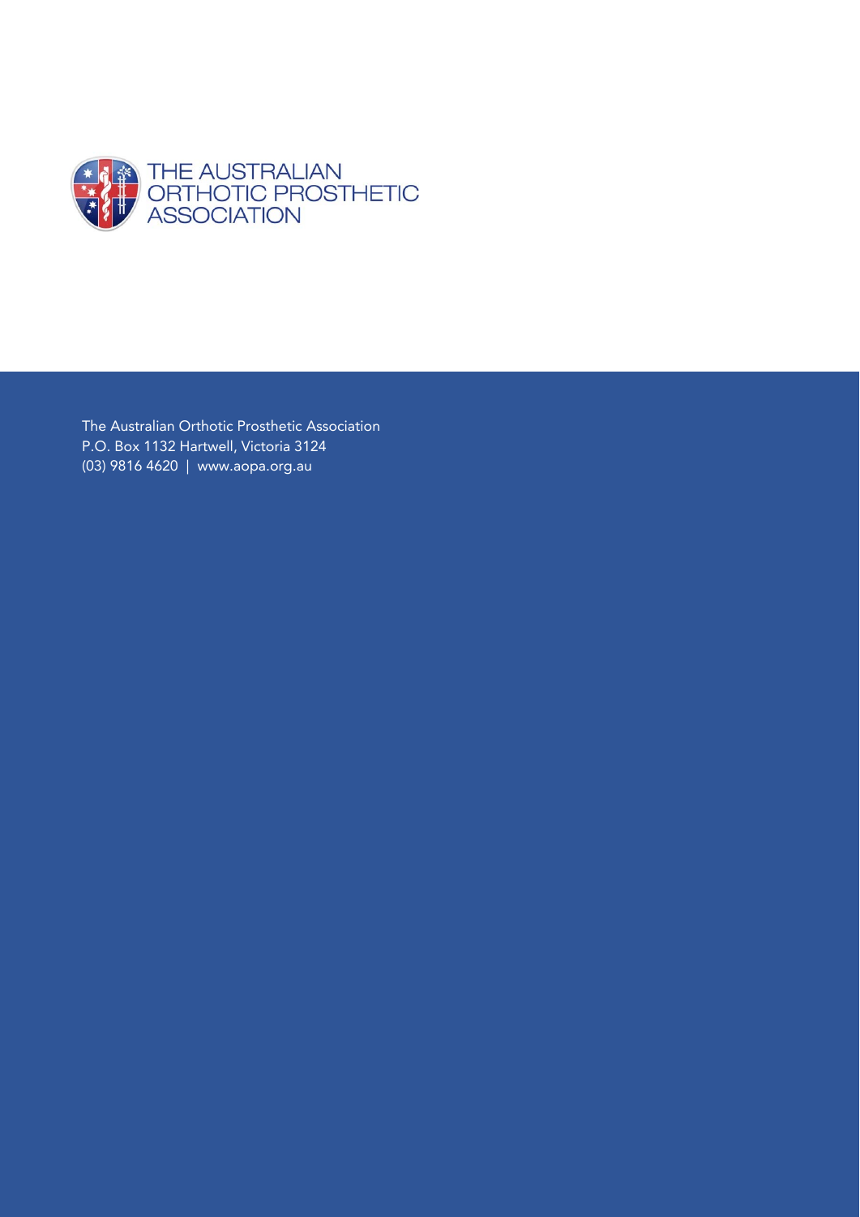THE AUSTRALIAN ORTHOTIC PROSTHETIC ASSOCIATION

The Australian Orthotic Prosthetic Association
P.O. Box 1132 Hartwell, Victoria 3124
(03) 9816 4620 | www.aopa.org.au